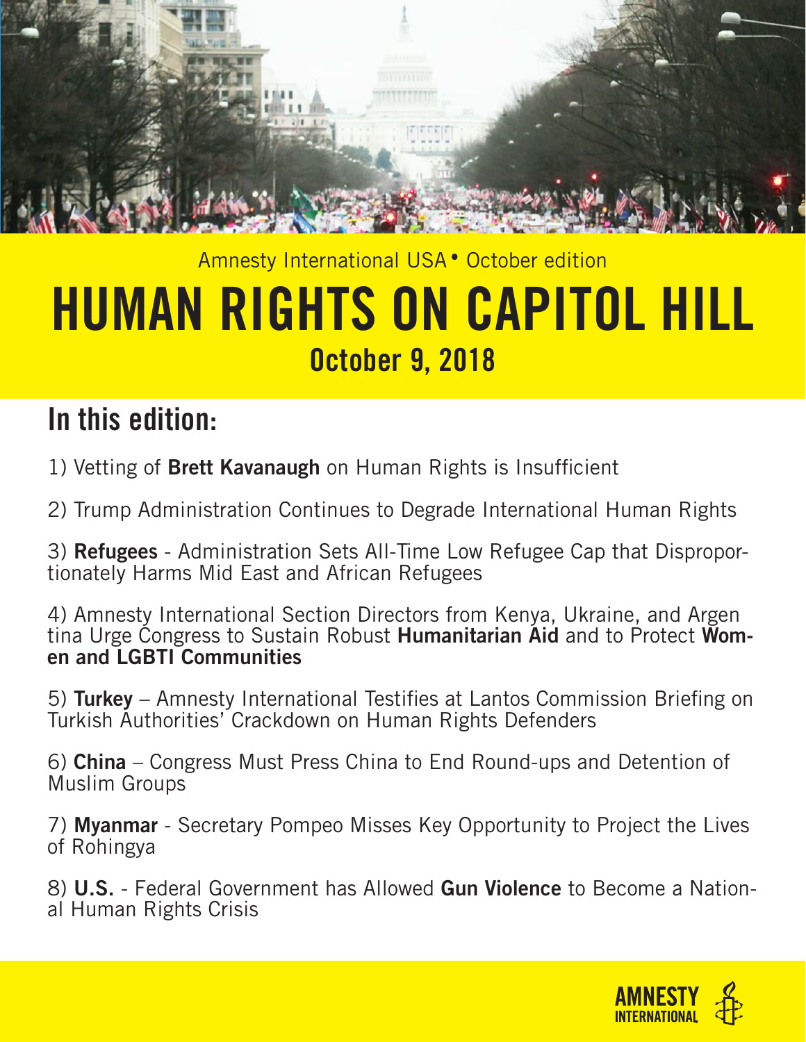Amnesty International USA • October edition

# HUMAN RIGHTS ON CAPITOL HILL

## October 9, 2018

## In this edition:

1) Vetting of **Brett Kavanaugh** on Human Rights is Insufficient

2) Trump Administration Continues to Degrade International Human Rights

3) **Refugees** - Administration Sets All-Time Low Refugee Cap that Disproportionately Harms Mid East and African Refugees

4) Amnesty International Section Directors from Kenya, Ukraine, and Argentina Urge Congress to Sustain Robust **Humanitarian Aid** and to Protect **Women and LGBTI Communities**

5) **Turkey** – Amnesty International Testifies at Lantos Commission Briefing on Turkish Authorities' Crackdown on Human Rights Defenders

6) **China** – Congress Must Press China to End Round-ups and Detention of Muslim Groups

7) **Myanmar** - Secretary Pompeo Misses Key Opportunity to Project the Lives of Rohingya

8) **U.S.** - Federal Government has Allowed **Gun Violence** to Become a National Human Rights Crisis

AMNESTY INTERNATIONAL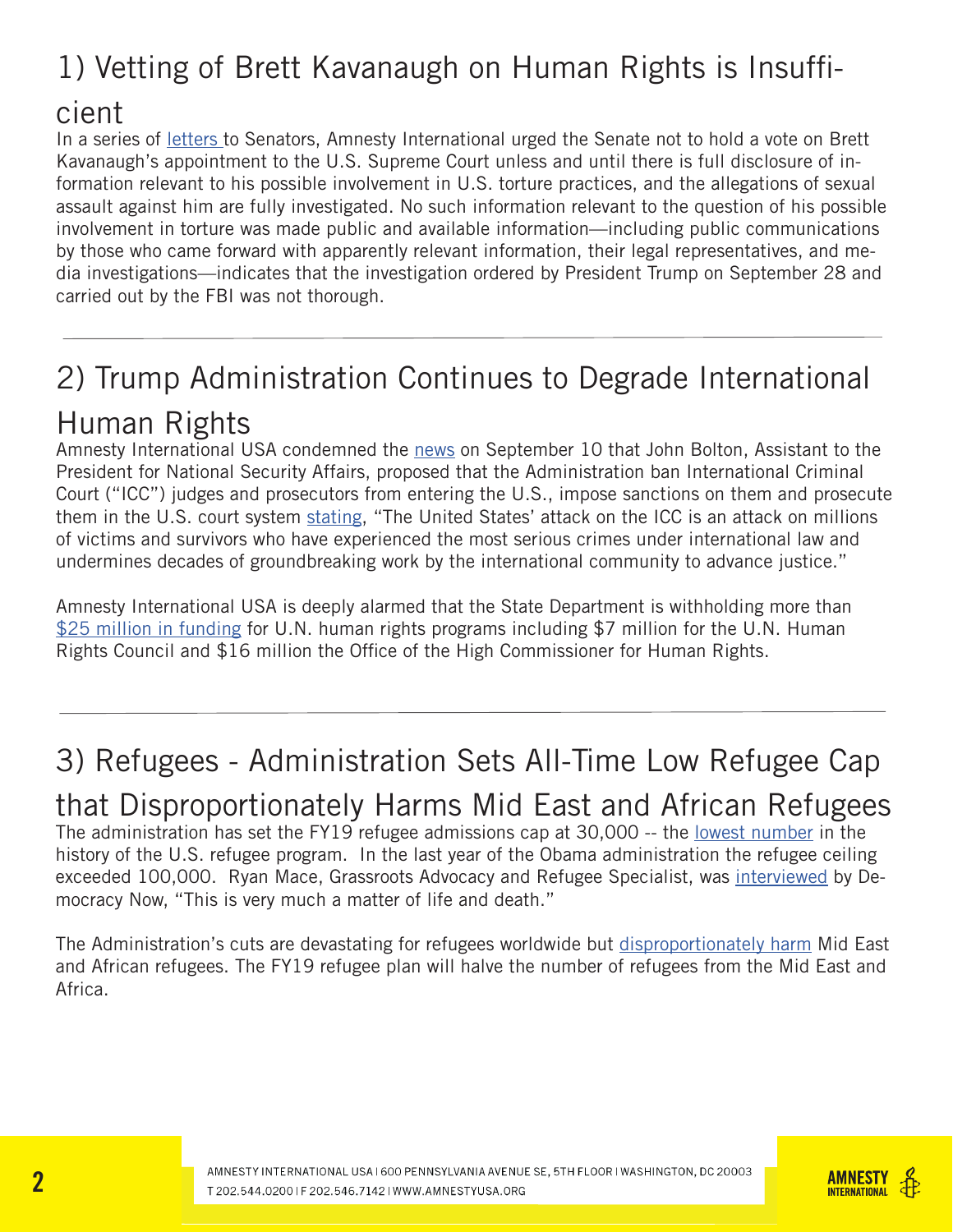## 1) Vetting of Brett Kavanaugh on Human Rights is Insufficient

In a series of letters to Senators, Amnesty International urged the Senate not to hold a vote on Brett Kavanaugh's appointment to the U.S. Supreme Court unless and until there is full disclosure of information relevant to his possible involvement in U.S. torture practices, and the allegations of sexual assault against him are fully investigated. No such information relevant to the question of his possible involvement in torture was made public and available information—including public communications by those who came forward with apparently relevant information, their legal representatives, and media investigations—indicates that the investigation ordered by President Trump on September 28 and carried out by the FBI was not thorough.

---

## 2) Trump Administration Continues to Degrade International Human Rights

Amnesty International USA condemned the news on September 10 that John Bolton, Assistant to the President for National Security Affairs, proposed that the Administration ban International Criminal Court ("ICC") judges and prosecutors from entering the U.S., impose sanctions on them and prosecute them in the U.S. court system stating, "The United States' attack on the ICC is an attack on millions of victims and survivors who have experienced the most serious crimes under international law and undermines decades of groundbreaking work by the international community to advance justice."

Amnesty International USA is deeply alarmed that the State Department is withholding more than $25 million in funding for U.N. human rights programs including $7 million for the U.N. Human Rights Council and $16 million the Office of the High Commissioner for Human Rights.

---

## 3) Refugees - Administration Sets All-Time Low Refugee Cap that Disproportionately Harms Mid East and African Refugees

The administration has set the FY19 refugee admissions cap at 30,000 -- the lowest number in the history of the U.S. refugee program. In the last year of the Obama administration the refugee ceiling exceeded 100,000. Ryan Mace, Grassroots Advocacy and Refugee Specialist, was interviewed by Democracy Now, "This is very much a matter of life and death."

The Administration's cuts are devastating for refugees worldwide but disproportionately harm Mid East and African refugees. The FY19 refugee plan will halve the number of refugees from the Mid East and Africa.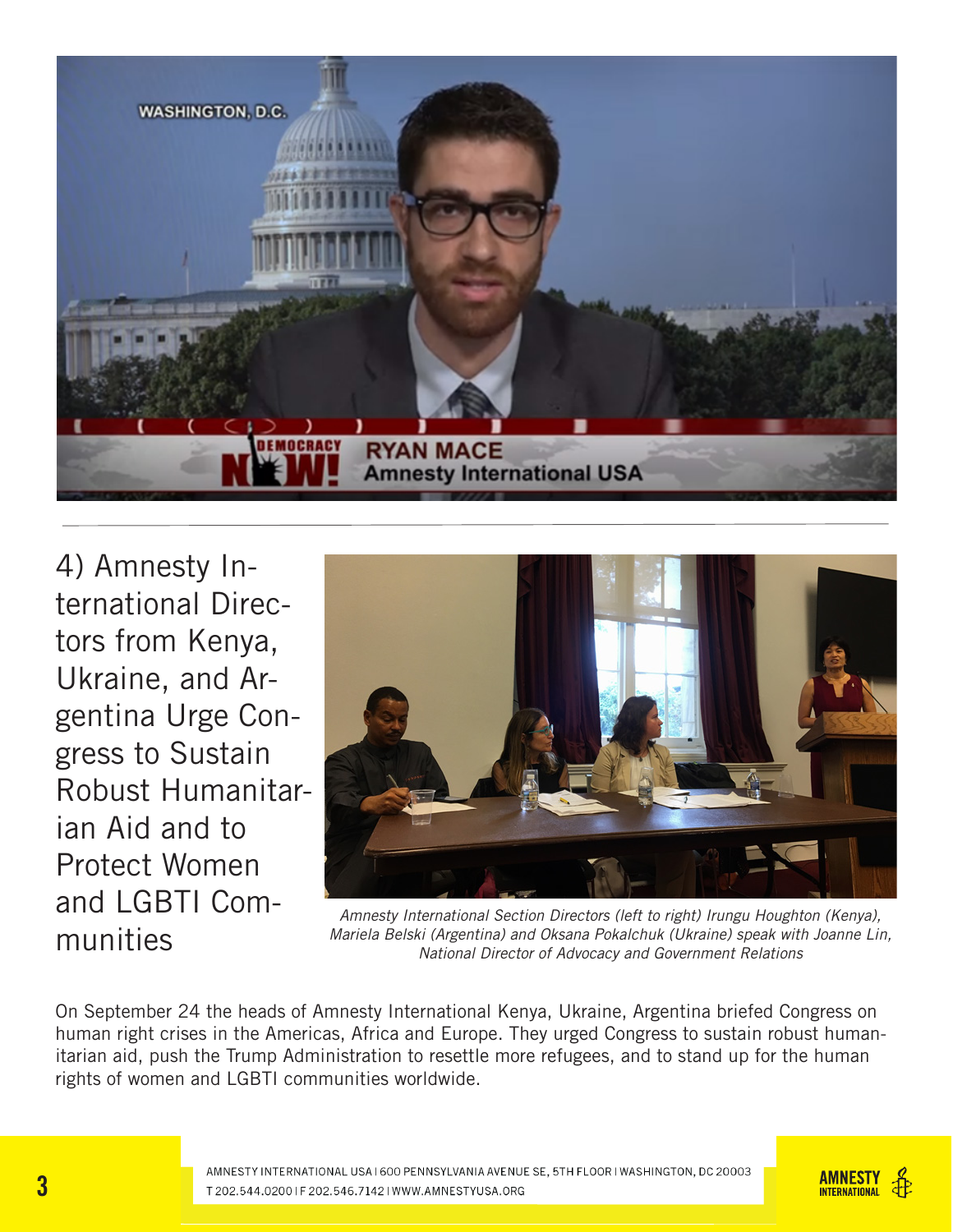## 4) Amnesty International Directors from Kenya, Ukraine, and Argentina Urge Congress to Sustain Robust Humanitarian Aid and to Protect Women and LGBTI Communities

*Amnesty International Section Directors (left to right) Irungu Houghton (Kenya), Mariela Belski (Argentina) and Oksana Pokalchuk (Ukraine) speak with Joanne Lin, National Director of Advocacy and Government Relations*

On September 24 the heads of Amnesty International Kenya, Ukraine, Argentina briefed Congress on human right crises in the Americas, Africa and Europe. They urged Congress to sustain robust humanitarian aid, push the Trump Administration to resettle more refugees, and to stand up for the human rights of women and LGBTI communities worldwide.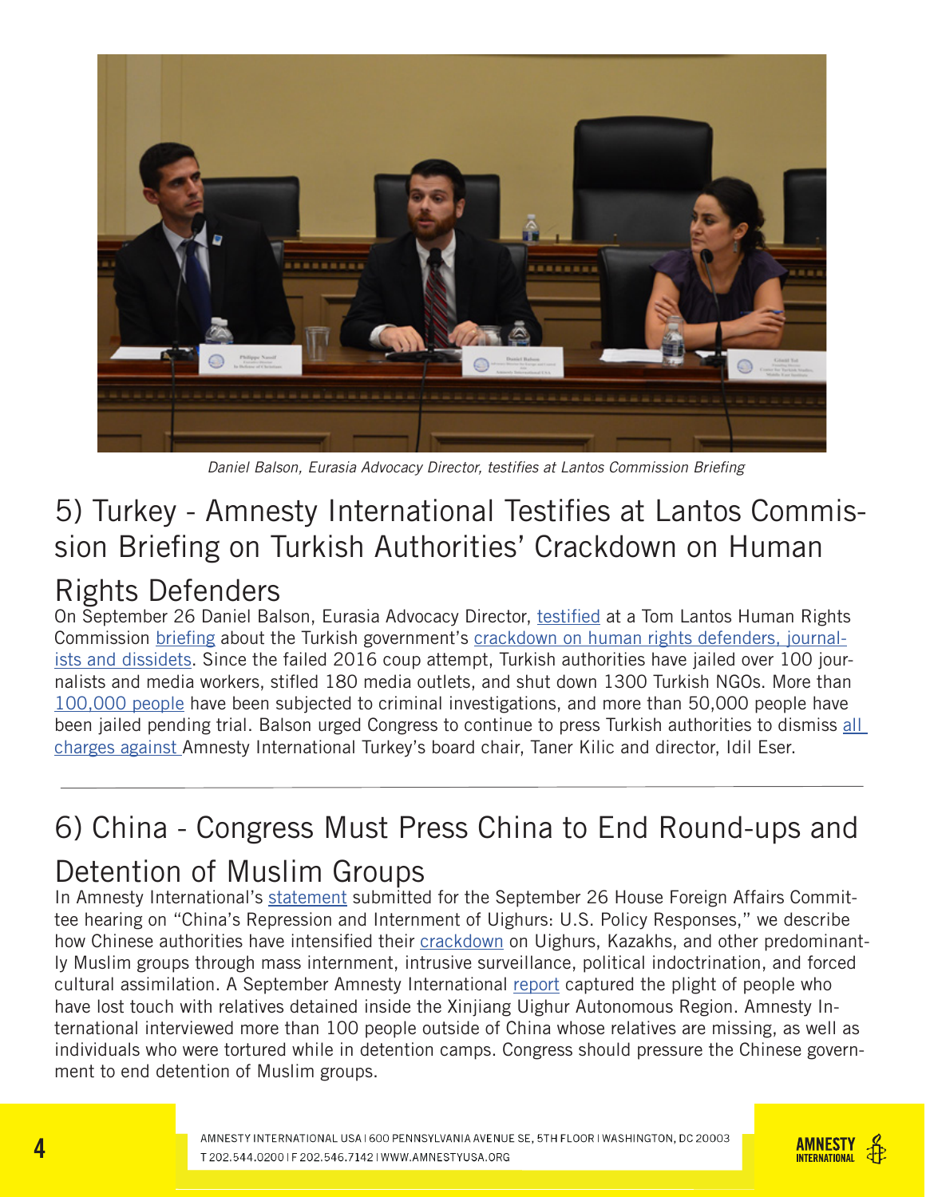*Daniel Balson, Eurasia Advocacy Director, testifies at Lantos Commission Briefing*

## 5) Turkey - Amnesty International Testifies at Lantos Commission Briefing on Turkish Authorities' Crackdown on Human Rights Defenders

On September 26 Daniel Balson, Eurasia Advocacy Director, testified at a Tom Lantos Human Rights Commission briefing about the Turkish government's crackdown on human rights defenders, journalists and dissidets. Since the failed 2016 coup attempt, Turkish authorities have jailed over 100 journalists and media workers, stifled 180 media outlets, and shut down 1300 Turkish NGOs. More than 100,000 people have been subjected to criminal investigations, and more than 50,000 people have been jailed pending trial. Balson urged Congress to continue to press Turkish authorities to dismiss all charges against Amnesty International Turkey's board chair, Taner Kilic and director, Idil Eser.

---

## 6) China - Congress Must Press China to End Round-ups and Detention of Muslim Groups

In Amnesty International's statement submitted for the September 26 House Foreign Affairs Committee hearing on "China's Repression and Internment of Uighurs: U.S. Policy Responses," we describe how Chinese authorities have intensified their crackdown on Uighurs, Kazakhs, and other predominantly Muslim groups through mass internment, intrusive surveillance, political indoctrination, and forced cultural assimilation. A September Amnesty International report captured the plight of people who have lost touch with relatives detained inside the Xinjiang Uighur Autonomous Region. Amnesty International interviewed more than 100 people outside of China whose relatives are missing, as well as individuals who were tortured while in detention camps. Congress should pressure the Chinese government to end detention of Muslim groups.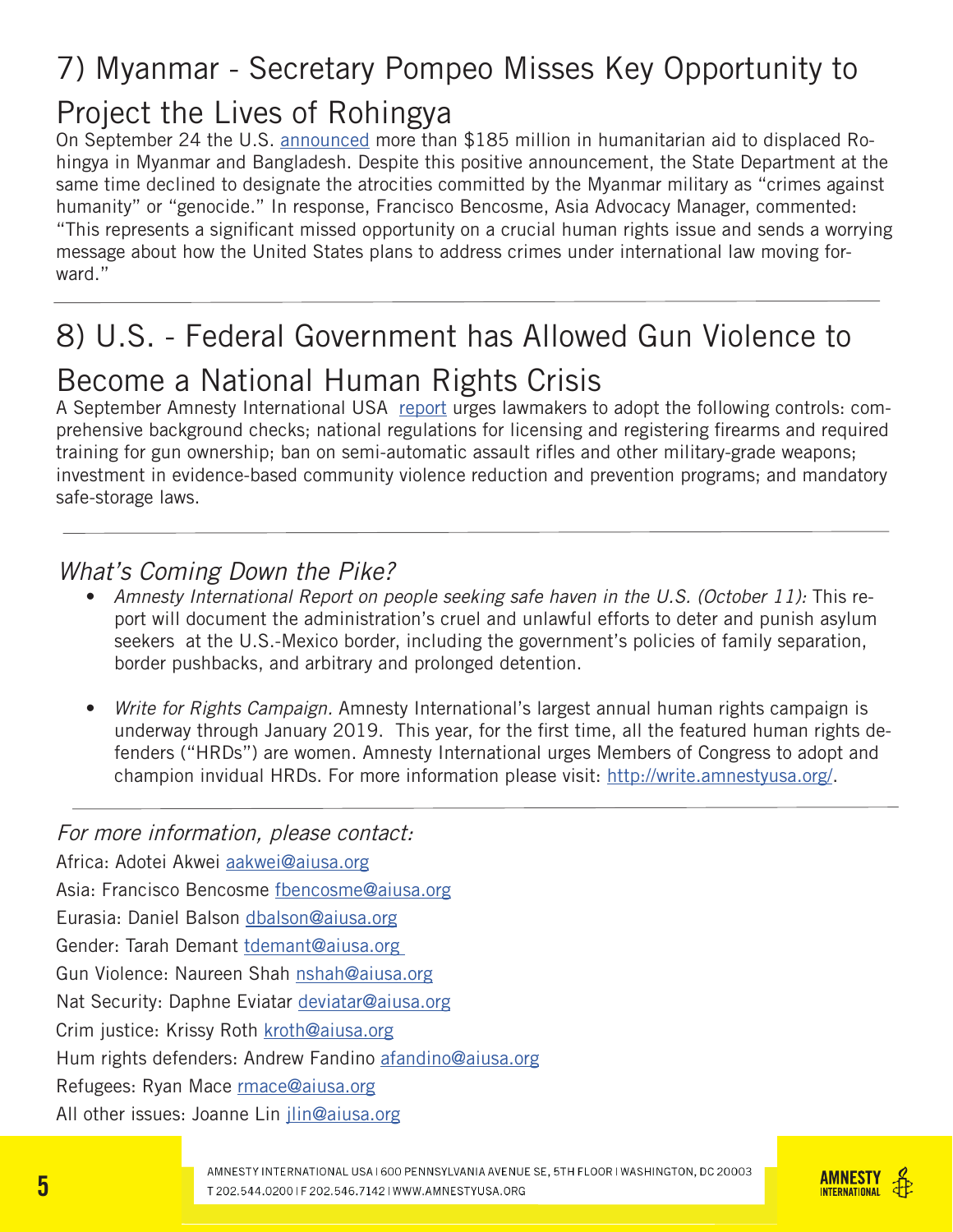## 7) Myanmar - Secretary Pompeo Misses Key Opportunity to Project the Lives of Rohingya

On September 24 the U.S. announced more than $185 million in humanitarian aid to displaced Rohingya in Myanmar and Bangladesh. Despite this positive announcement, the State Department at the same time declined to designate the atrocities committed by the Myanmar military as "crimes against humanity" or "genocide." In response, Francisco Bencosme, Asia Advocacy Manager, commented: "This represents a significant missed opportunity on a crucial human rights issue and sends a worrying message about how the United States plans to address crimes under international law moving forward."

---

## 8) U.S. - Federal Government has Allowed Gun Violence to Become a National Human Rights Crisis

A September Amnesty International USA report urges lawmakers to adopt the following controls: comprehensive background checks; national regulations for licensing and registering firearms and required training for gun ownership; ban on semi-automatic assault rifles and other military-grade weapons; investment in evidence-based community violence reduction and prevention programs; and mandatory safe-storage laws.

---

### *What's Coming Down the Pike?*

- *Amnesty International Report on people seeking safe haven in the U.S. (October 11):* This report will document the administration's cruel and unlawful efforts to deter and punish asylum seekers at the U.S.-Mexico border, including the government's policies of family separation, border pushbacks, and arbitrary and prolonged detention.

- *Write for Rights Campaign.* Amnesty International's largest annual human rights campaign is underway through January 2019. This year, for the first time, all the featured human rights defenders ("HRDs") are women. Amnesty International urges Members of Congress to adopt and champion invidual HRDs. For more information please visit: http://write.amnestyusa.org/.

---

*For more information, please contact:*

Africa: Adotei Akwei aakwei@aiusa.org
Asia: Francisco Bencosme fbencosme@aiusa.org
Eurasia: Daniel Balson dbalson@aiusa.org
Gender: Tarah Demant tdemant@aiusa.org
Gun Violence: Naureen Shah nshah@aiusa.org
Nat Security: Daphne Eviatar deviatar@aiusa.org
Crim justice: Krissy Roth kroth@aiusa.org
Hum rights defenders: Andrew Fandino afandino@aiusa.org
Refugees: Ryan Mace rmace@aiusa.org
All other issues: Joanne Lin jlin@aiusa.org